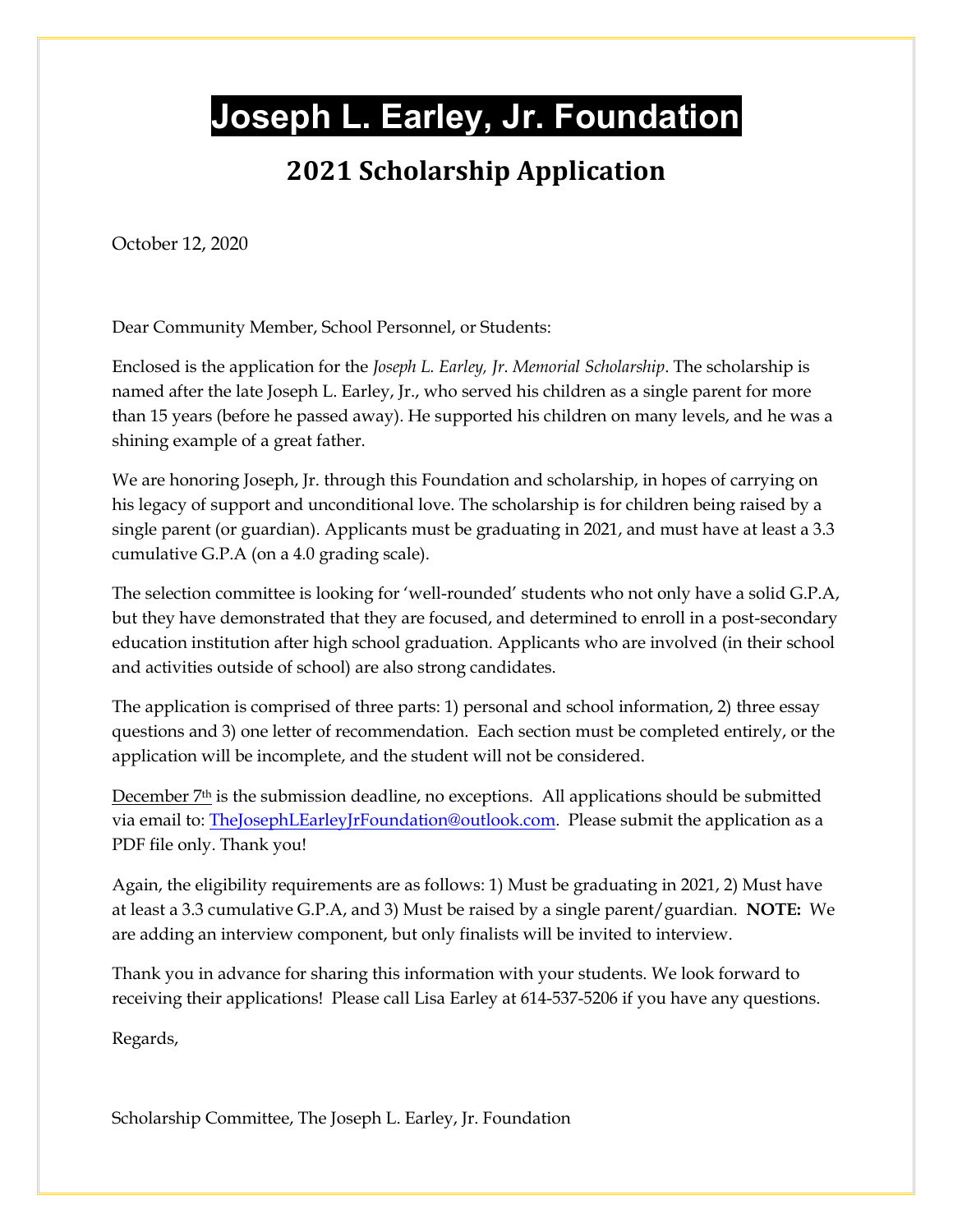# Joseph L. Earley, Jr. Foundation

## 2021 Scholarship Application

October 12, 2020

Dear Community Member, School Personnel, or Students:

Enclosed is the application for the *Joseph L. Earley, Jr. Memorial Scholarship*. The scholarship is named after the late Joseph L. Earley, Jr., who served his children as a single parent for more than 15 years (before he passed away). He supported his children on many levels, and he was a shining example of a great father.

We are honoring Joseph, Jr. through this Foundation and scholarship, in hopes of carrying on his legacy of support and unconditional love. The scholarship is for children being raised by a single parent (or guardian). Applicants must be graduating in 2021, and must have at least a 3.3 cumulative G.P.A (on a 4.0 grading scale).

The selection committee is looking for 'well-rounded' students who not only have a solid G.P.A, but they have demonstrated that they are focused, and determined to enroll in a post-secondary education institution after high school graduation. Applicants who are involved (in their school and activities outside of school) are also strong candidates.

The application is comprised of three parts: 1) personal and school information, 2) three essay questions and 3) one letter of recommendation. Each section must be completed entirely, or the application will be incomplete, and the student will not be considered.

December 7th is the submission deadline, no exceptions. All applications should be submitted via email to: [TheJosephLEarleyJrFoundation@outlook.com](mailto:TheJosephLEarleyJrFoundation@outlook.com). Please submit the application as a PDF file only. Thank you!

Again, the eligibility requirements are as follows: 1) Must be graduating in 2021, 2) Must have at least a 3.3 cumulative G.P.A, and 3) Must be raised by a single parent/guardian. **NOTE:** We are adding an interview component, but only finalists will be invited to interview.

Thank you in advance for sharing this information with your students. We look forward to receiving their applications! Please call Lisa Earley at 614-537-5206 if you have any questions.

Regards,

Scholarship Committee, The Joseph L. Earley, Jr. Foundation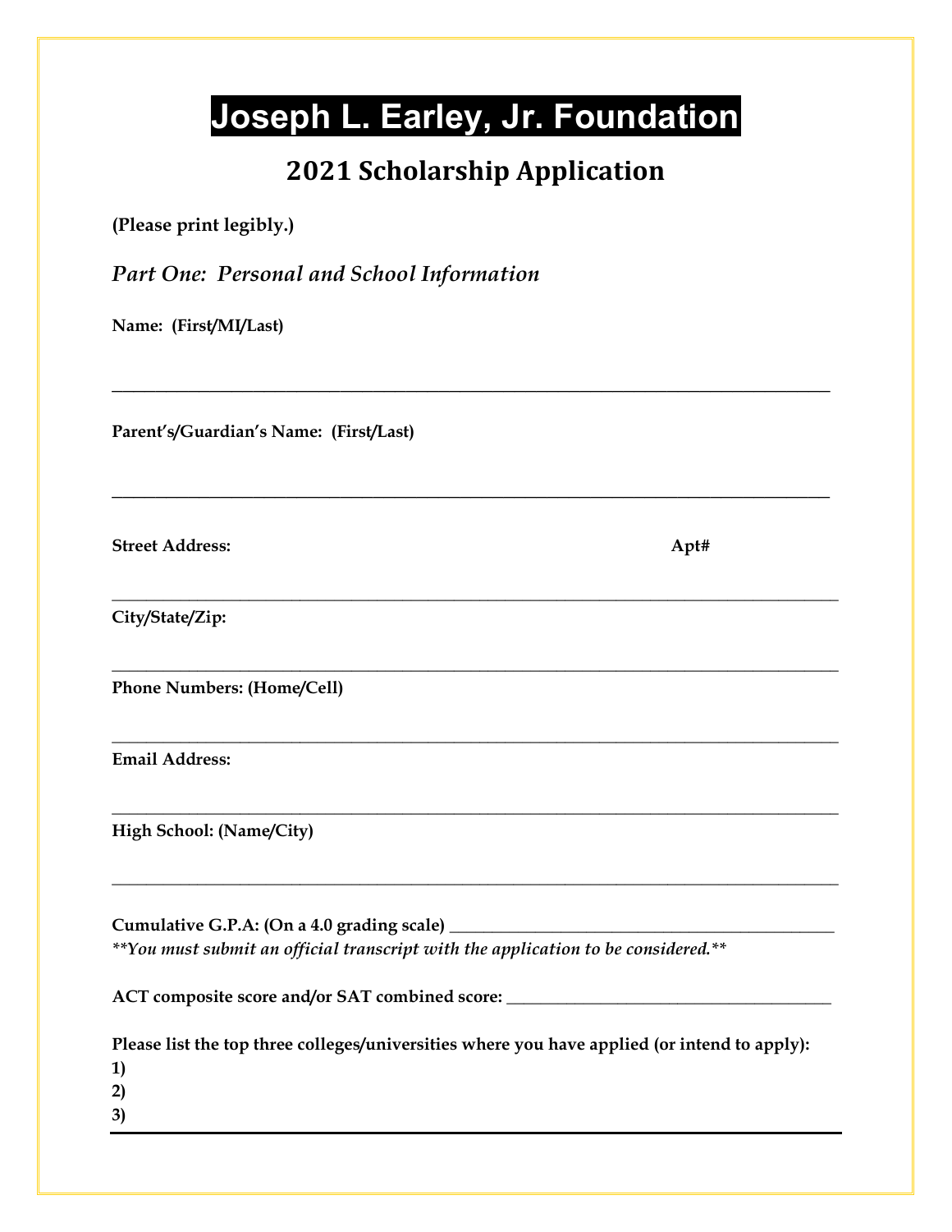# Joseph L. Earley, Jr. Foundation

## 2021 Scholarship Application

**(Please print legibly.)**

*Part One: Personal and School Information*

**Name: (First/MI/Last)**

______________________________________________________________________________

**Parent's/Guardian's Name: (First/Last)**

______________________________________________________________________________

**Street Address:** **Apt#**

______________________________________________________________________________

**City/State/Zip:**

______________________________________________________________________________

**Phone Numbers: (Home/Cell)**

______________________________________________________________________________

**Email Address:**

______________________________________________________________________________

**High School: (Name/City)**

______________________________________________________________________________

**Cumulative G.P.A: (On a 4.0 grading scale)** ________________________________________

***You must submit an official transcript with the application to be considered.***

**ACT composite score and/or SAT combined score:** ___________________________________

**Please list the top three colleges/universities where you have applied (or intend to apply):**

**1)**

**2)**

**3)**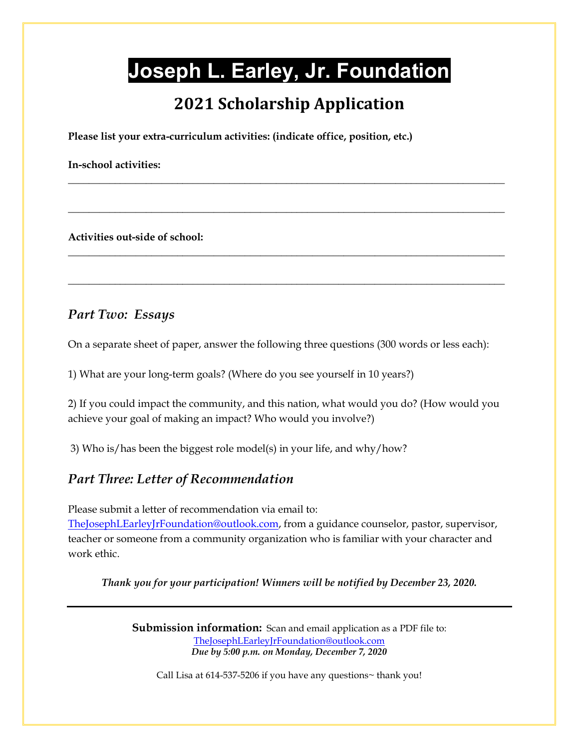# Joseph L. Earley, Jr. Foundation

## 2021 Scholarship Application

**Please list your extra-curriculum activities: (indicate office, position, etc.)**

**In-school activities:**

___________________________________________________________________________________

___________________________________________________________________________________

**Activities out-side of school:**

___________________________________________________________________________________

___________________________________________________________________________________

### *Part Two: Essays*

On a separate sheet of paper, answer the following three questions (300 words or less each):

1) What are your long-term goals? (Where do you see yourself in 10 years?)

2) If you could impact the community, and this nation, what would you do? (How would you achieve your goal of making an impact? Who would you involve?)

3) Who is/has been the biggest role model(s) in your life, and why/how?

### *Part Three: Letter of Recommendation*

Please submit a letter of recommendation via email to: TheJosephLEarleyJrFoundation@outlook.com, from a guidance counselor, pastor, supervisor, teacher or someone from a community organization who is familiar with your character and work ethic.

***Thank you for your participation! Winners will be notified by December 23, 2020.***

---

**Submission information:** Scan and email application as a PDF file to: TheJosephLEarleyJrFoundation@outlook.com
***Due by 5:00 p.m. on Monday, December 7, 2020***

Call Lisa at 614-537-5206 if you have any questions~ thank you!